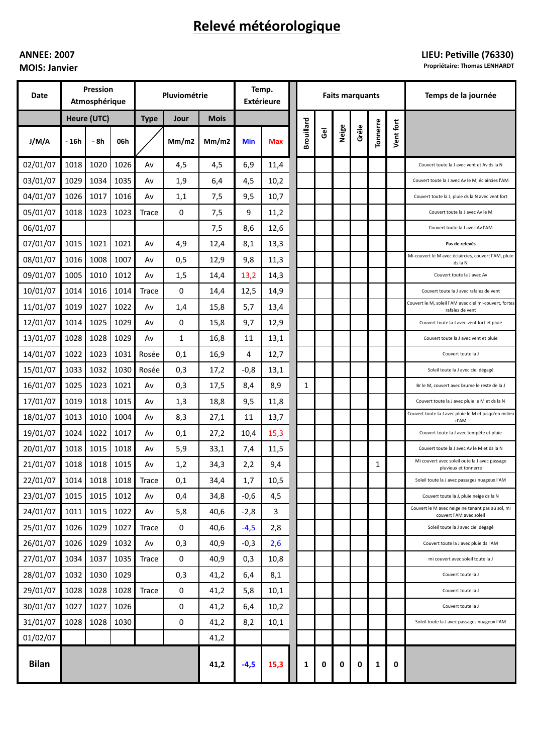# Relevé météorologique

**ANNEE: 2007**
**MOIS: Janvier**

**LIEU: Petiville (76330)**
**Propriétaire: Thomas LENHARDT**

| Date | Pression Atmosphérique | | | Pluviométrie | | | Temp. Extérieure | | Faits marquants | | | | | | Temps de la journée |
|---|---|---|---|---|---|---|---|---|---|---|---|---|---|---|---|
| | Heure (UTC) | | | Type | Jour | Mois | | | Brouillard | Gel | Neige | Grêle | Tonnerre | Vent fort | |
| J/M/A | - 16h | - 8h | 06h | | Mm/m2 | Mm/m2 | Min | Max | | | | | | | |
| 02/01/07 | 1018 | 1020 | 1026 | Av | 4,5 | 4,5 | 6,9 | 11,4 | | | | | | | Couvert toute la J avec vent et Av ds la N |
| 03/01/07 | 1029 | 1034 | 1035 | Av | 1,9 | 6,4 | 4,5 | 10,2 | | | | | | | Couvert toute la J avec Av le M, éclaircies l'AM |
| 04/01/07 | 1026 | 1017 | 1016 | Av | 1,1 | 7,5 | 9,5 | 10,7 | | | | | | | Couvert toute la J, pluie ds la N avec vent fort |
| 05/01/07 | 1018 | 1023 | 1023 | Trace | 0 | 7,5 | 9 | 11,2 | | | | | | | Couvert toute la J avec Av le M |
| 06/01/07 | | | | | | 7,5 | 8,6 | 12,6 | | | | | | | Couvert toute la J avec Av l'AM |
| 07/01/07 | 1015 | 1021 | 1021 | Av | 4,9 | 12,4 | 8,1 | 13,3 | | | | | | | **Pas de relevés** |
| 08/01/07 | 1016 | 1008 | 1007 | Av | 0,5 | 12,9 | 9,8 | 11,3 | | | | | | | Mi-couvert le M avec éclaircies, couvert l'AM, pluie ds la N |
| 09/01/07 | 1005 | 1010 | 1012 | Av | 1,5 | 14,4 | 13,2 | 14,3 | | | | | | | Couvert toute la J avec Av |
| 10/01/07 | 1014 | 1016 | 1014 | Trace | 0 | 14,4 | 12,5 | 14,9 | | | | | | | Couvert toute la J avec rafales de vent |
| 11/01/07 | 1019 | 1027 | 1022 | Av | 1,4 | 15,8 | 5,7 | 13,4 | | | | | | | Couvert le M, soleil l'AM avec ciel mi-couvert, fortes rafales de vent |
| 12/01/07 | 1014 | 1025 | 1029 | Av | 0 | 15,8 | 9,7 | 12,9 | | | | | | | Couvert toute la J avec vent fort et pluie |
| 13/01/07 | 1028 | 1028 | 1029 | Av | 1 | 16,8 | 11 | 13,1 | | | | | | | Couvert toute la J avec vent et pluie |
| 14/01/07 | 1022 | 1023 | 1031 | Rosée | 0,1 | 16,9 | 4 | 12,7 | | | | | | | Couvert toute la J |
| 15/01/07 | 1033 | 1032 | 1030 | Rosée | 0,3 | 17,2 | -0,8 | 13,1 | | | | | | | Soleil toute la J avec ciel dégagé |
| 16/01/07 | 1025 | 1023 | 1021 | Av | 0,3 | 17,5 | 8,4 | 8,9 | 1 | | | | | | Br le M, couvert avec brume le reste de la J |
| 17/01/07 | 1019 | 1018 | 1015 | Av | 1,3 | 18,8 | 9,5 | 11,8 | | | | | | | Couvert toute la J avec pluie le M et ds la N |
| 18/01/07 | 1013 | 1010 | 1004 | Av | 8,3 | 27,1 | 11 | 13,7 | | | | | | | Couvert toute la J avec pluie le M et jusqu'en milieu d'AM |
| 19/01/07 | 1024 | 1022 | 1017 | Av | 0,1 | 27,2 | 10,4 | 15,3 | | | | | | | Couvert toute la J avec tempête et pluie |
| 20/01/07 | 1018 | 1015 | 1018 | Av | 5,9 | 33,1 | 7,4 | 11,5 | | | | | | | Couvert toute la J avec Av le M et ds la N |
| 21/01/07 | 1018 | 1018 | 1015 | Av | 1,2 | 34,3 | 2,2 | 9,4 | | | | | 1 | | Mi couvert avec soleil oute la J avec passage pluvieux et tonnerre |
| 22/01/07 | 1014 | 1018 | 1018 | Trace | 0,1 | 34,4 | 1,7 | 10,5 | | | | | | | Soleil toute la J avec passages nuageux l'AM |
| 23/01/07 | 1015 | 1015 | 1012 | Av | 0,4 | 34,8 | -0,6 | 4,5 | | | | | | | Couvert toute la J, pluie neige ds la N |
| 24/01/07 | 1011 | 1015 | 1022 | Av | 5,8 | 40,6 | -2,8 | 3 | | | | | | | Couvert le M avec neige ne tenant pas au sol, mi couvert l'AM avec soleil |
| 25/01/07 | 1026 | 1029 | 1027 | Trace | 0 | 40,6 | -4,5 | 2,8 | | | | | | | Soleil toute la J avec ciel dégagé |
| 26/01/07 | 1026 | 1029 | 1032 | Av | 0,3 | 40,9 | -0,3 | 2,6 | | | | | | | Couvert toute la J avec pluie ds l'AM |
| 27/01/07 | 1034 | 1037 | 1035 | Trace | 0 | 40,9 | 0,3 | 10,8 | | | | | | | mi couvert avec soleil toute la J |
| 28/01/07 | 1032 | 1030 | 1029 | | 0,3 | 41,2 | 6,4 | 8,1 | | | | | | | Couvert toute la J |
| 29/01/07 | 1028 | 1028 | 1028 | Trace | 0 | 41,2 | 5,8 | 10,1 | | | | | | | Couvert toute la J |
| 30/01/07 | 1027 | 1027 | 1026 | | 0 | 41,2 | 6,4 | 10,2 | | | | | | | Couvert toute la J |
| 31/01/07 | 1028 | 1028 | 1030 | | 0 | 41,2 | 8,2 | 10,1 | | | | | | | Soleil toute la J avec passages nuageux l'AM |
| 01/02/07 | | | | | | 41,2 | | | | | | | | | |
| **Bilan** | | | | | | **41,2** | **-4,5** | **15,3** | **1** | **0** | **0** | **0** | **1** | **0** | |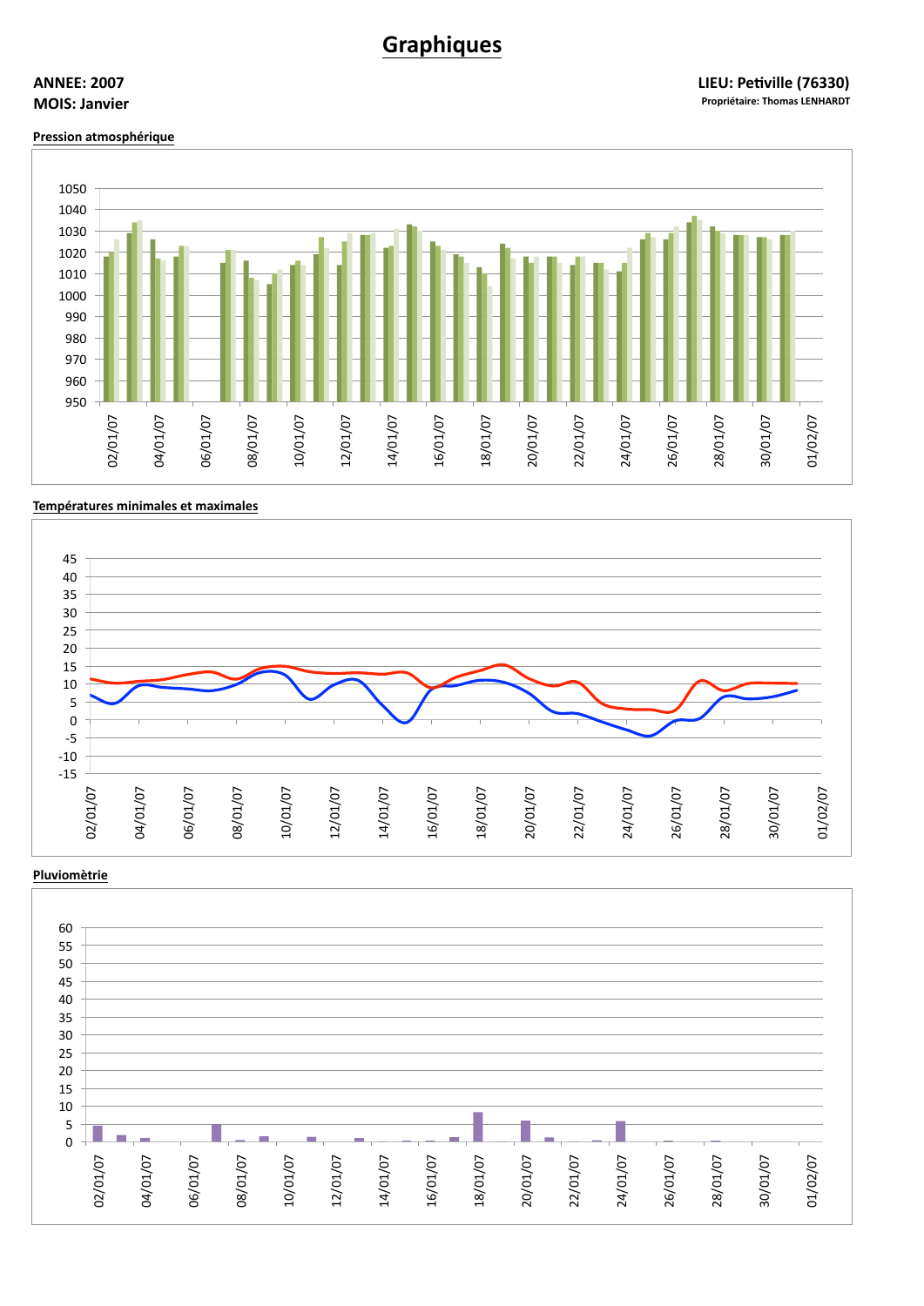# Graphiques

**ANNEE: 2007**
**MOIS: Janvier**

**LIEU: Petiville (76330)**
**Propriétaire: Thomas LENHARDT**

## Pression atmosphérique

1050
1040
1030
1020
1010
1000
990
980
970
960
950

02/01/07 04/01/07 06/01/07 08/01/07 10/01/07 12/01/07 14/01/07 16/01/07 18/01/07 20/01/07 22/01/07 24/01/07 26/01/07 28/01/07 30/01/07 01/02/07

## Températures minimales et maximales

45
40
35
30
25
20
15
10
5
0
-5
-10
-15

02/01/07 04/01/07 06/01/07 08/01/07 10/01/07 12/01/07 14/01/07 16/01/07 18/01/07 20/01/07 22/01/07 24/01/07 26/01/07 28/01/07 30/01/07 01/02/07

## Pluviomètrie

60
55
50
45
40
35
30
25
20
15
10
5
0

02/01/07 04/01/07 06/01/07 08/01/07 10/01/07 12/01/07 14/01/07 16/01/07 18/01/07 20/01/07 22/01/07 24/01/07 26/01/07 28/01/07 30/01/07 01/02/07